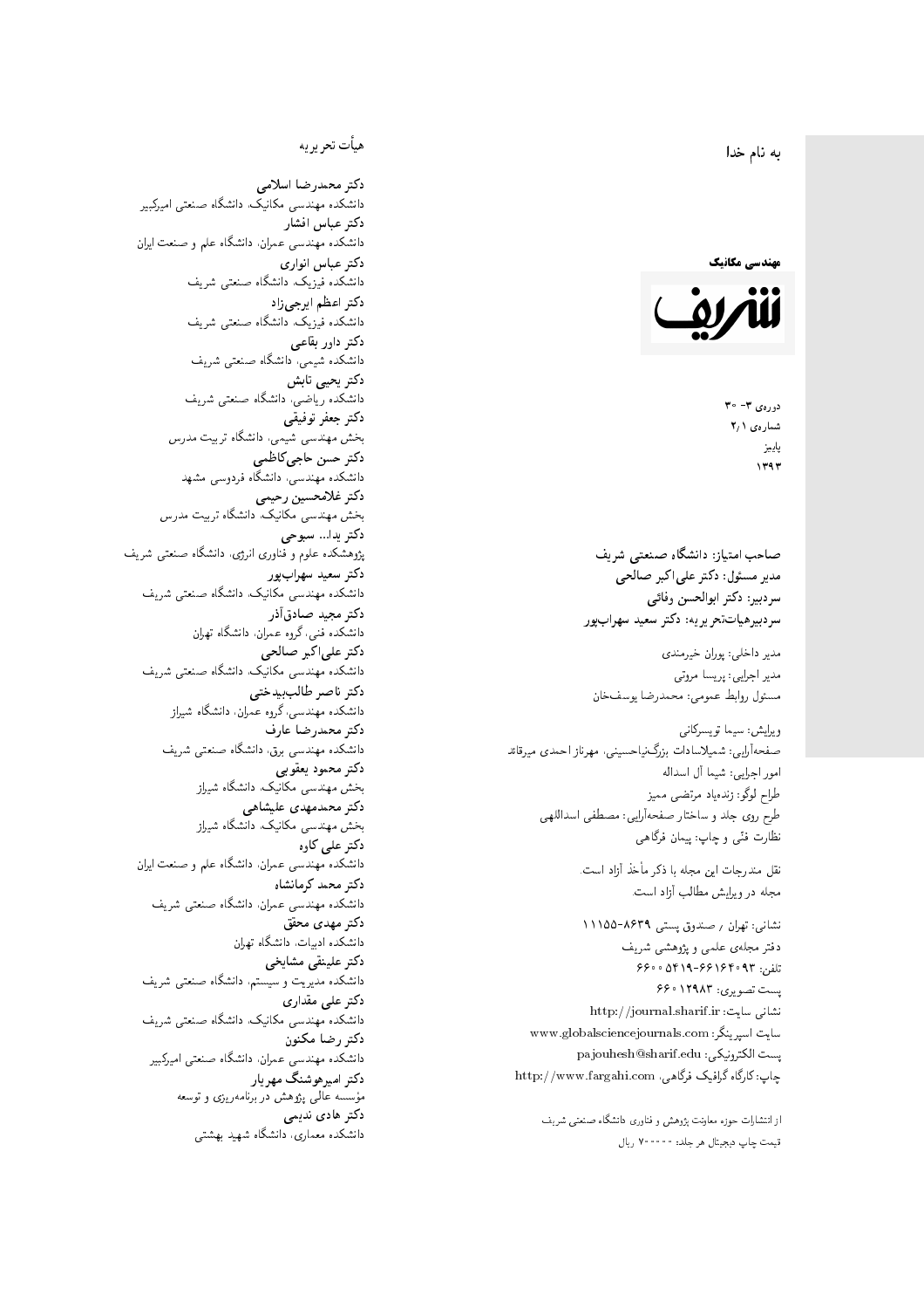به نام خدا

**مهندسی مکانیک**

# شریف

دوره‌ی ۳- ۳۰
شماره‌ی ۲/۱
پاییز
۱۳۹۳

**صاحب امتیاز: دانشگاه صنعتی شریف**
**مدیر مسئول: دکتر علی‌اکبر صالحی**
**سردبیر: دکتر ابوالحسن وفائی**
**سردبیرهیات‌تحریریه: دکتر سعید سهراب‌پور**

مدیر داخلی: پوران خیرمندی
مدیر اجرایی: پریسا مروتی
مسئول روابط عمومی: محمدرضا یوسف‌خان

ویرایش: سیما تویسرکانی
صفحه‌آرایی: شمیلاسادات بزرگ‌نیاحسینی، مهرناز احمدی میرقائد
امور اجرایی: شیما آل اسداله
طراح لوگو: زنده‌یاد مرتضی ممیز
طرح روی جلد و ساختار صفحه‌آرایی: مصطفی اسداللهی
نظارت فنّی و چاپ: پیمان فرگاهی

نقل مندرجات این مجله با ذکر مأخذ آزاد است.
مجله در ویرایش مطالب آزاد است.

نشانی: تهران / صندوق پستی ۸۶۳۹-۱۱۱۵۵
دفتر مجله‌ی علمی و پژوهشی شریف
تلفن: ۶۶۱۶۴۰۹۳-۶۶۰۰۵۴۱۹
پست تصویری: ۶۶۰۱۲۹۸۳
نشانی سایت: http://journal.sharif.ir
سایت اسپرینگر: www.globalsciencejournals.com
پست الکترونیکی: pajouhesh@sharif.edu
چاپ: کارگاه گرافیک فرگاهی، http://www.fargahi.com

از انتشارات حوزه معاونت پژوهش و فناوری دانشگاه صنعتی شریف
قیمت چاپ دیجیتال هر جلد: ۷۰۰۰۰۰ ریال

## هیأت تحریریه

**دکتر محمدرضا اسلامی**
دانشکده مهندسی مکانیک، دانشگاه صنعتی امیرکبیر
**دکتر عباس افشار**
دانشکده مهندسی عمران، دانشگاه علم و صنعت ایران
**دکتر عباس انواری**
دانشکده فیزیک، دانشگاه صنعتی شریف
**دکتر اعظم ایرجی‌زاد**
دانشکده فیزیک، دانشگاه صنعتی شریف
**دکتر داور بقاعی**
دانشکده شیمی، دانشگاه صنعتی شریف
**دکتر یحیی تابش**
دانشکده ریاضی، دانشگاه صنعتی شریف
**دکتر جعفر توفیقی**
بخش مهندسی شیمی، دانشگاه تربیت مدرس
**دکتر حسن حاجی‌کاظمی**
دانشکده مهندسی، دانشگاه فردوسی مشهد
**دکتر غلامحسین رحیمی**
بخش مهندسی مکانیک، دانشگاه تربیت مدرس
**دکتر یدا... سبوحی**
پژوهشکده علوم و فناوری انرژی، دانشگاه صنعتی شریف
**دکتر سعید سهراب‌پور**
دانشکده مهندسی مکانیک، دانشگاه صنعتی شریف
**دکتر مجید صادق‌آذر**
دانشکده فنی، گروه عمران، دانشگاه تهران
**دکتر علی‌اکبر صالحی**
دانشکده مهندسی مکانیک، دانشگاه صنعتی شریف
**دکتر ناصر طالب‌بیدختی**
دانشکده مهندسی، گروه عمران، دانشگاه شیراز
**دکتر محمدرضا عارف**
دانشکده مهندسی برق، دانشگاه صنعتی شریف
**دکتر محمود یعقوبی**
بخش مهندسی مکانیک، دانشگاه شیراز
**دکتر محمدمهدی علیشاهی**
بخش مهندسی مکانیک، دانشگاه شیراز
**دکتر علی کاوه**
دانشکده مهندسی عمران، دانشگاه علم و صنعت ایران
**دکتر محمد کرمانشاه**
دانشکده مهندسی عمران، دانشگاه صنعتی شریف
**دکتر مهدی محقق**
دانشکده ادبیات، دانشگاه تهران
**دکتر علینقی مشایخی**
دانشکده مدیریت و سیستم، دانشگاه صنعتی شریف
**دکتر علی مقداری**
دانشکده مهندسی مکانیک، دانشگاه صنعتی شریف
**دکتر رضا مکنون**
دانشکده مهندسی عمران، دانشگاه صنعتی امیرکبیر
**دکتر امیرهوشنگ مهریار**
مؤسسه عالی پژوهش در برنامه‌ریزی و توسعه
**دکتر هادی ندیمی**
دانشکده معماری، دانشگاه شهید بهشتی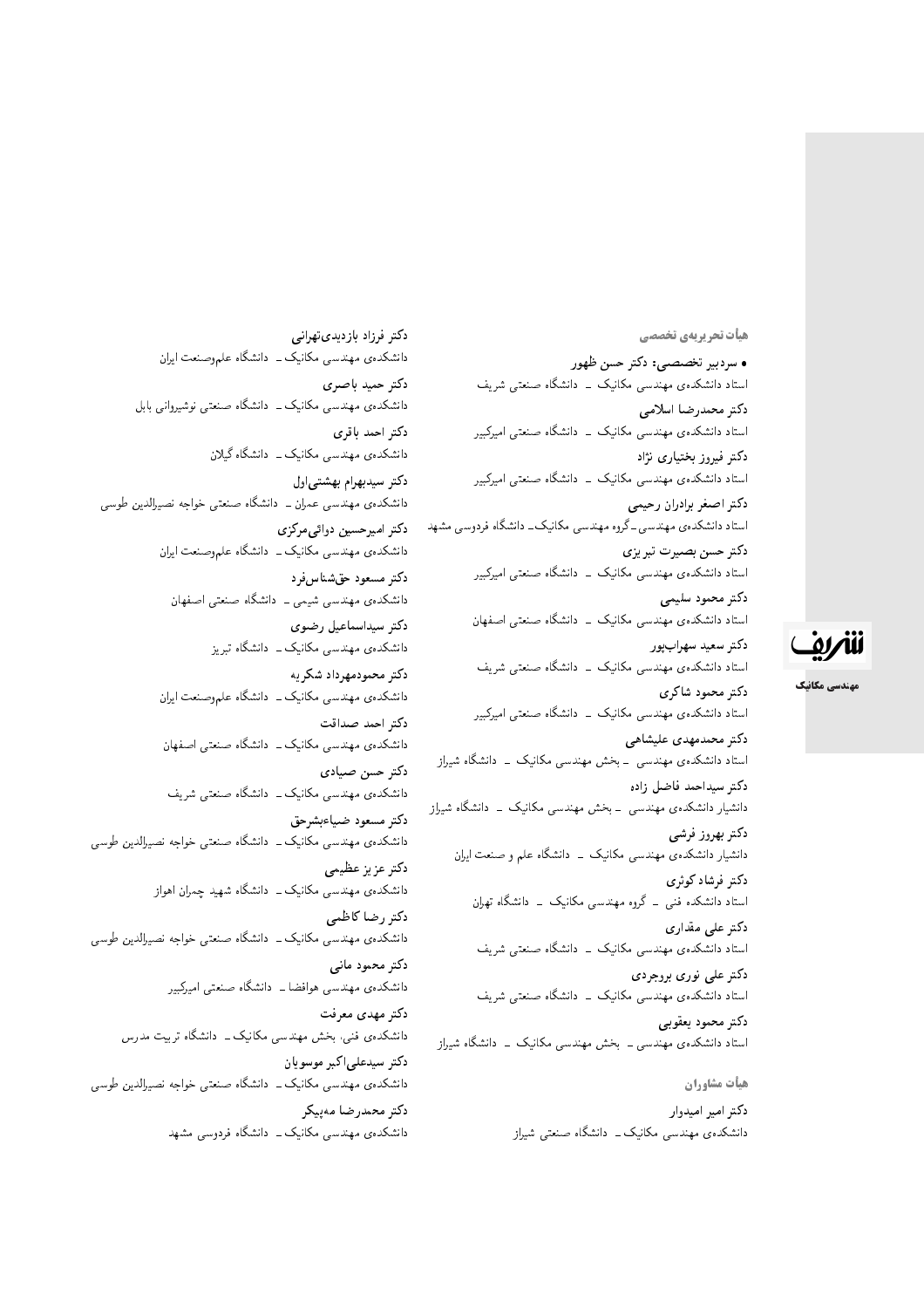## هیأت تحریریه‌ی تخصصی

- **سردبیر تخصصی: دکتر حسن ظهور**
استاد دانشکده‌ی مهندسی مکانیک ـ دانشگاه صنعتی شریف

**دکتر محمدرضا اسلامی**
استاد دانشکده‌ی مهندسی مکانیک ـ دانشگاه صنعتی امیرکبیر

**دکتر فیروز بختیاری نژاد**
استاد دانشکده‌ی مهندسی مکانیک ـ دانشگاه صنعتی امیرکبیر

**دکتر اصغر برادران رحیمی**
استاد دانشکده‌ی مهندسی ـ گروه مهندسی مکانیک ـ دانشگاه فردوسی مشهد

**دکتر حسن بصیرت تبریزی**
استاد دانشکده‌ی مهندسی مکانیک ـ دانشگاه صنعتی امیرکبیر

**دکتر محمود سلیمی**
استاد دانشکده‌ی مهندسی مکانیک ـ دانشگاه صنعتی اصفهان

**دکتر سعید سهراب‌پور**
استاد دانشکده‌ی مهندسی مکانیک ـ دانشگاه صنعتی شریف

**دکتر محمود شاکری**
استاد دانشکده‌ی مهندسی مکانیک ـ دانشگاه صنعتی امیرکبیر

**دکتر محمدمهدی علیشاهی**
استاد دانشکده‌ی مهندسی ـ بخش مهندسی مکانیک ـ دانشگاه شیراز

**دکتر سیداحمد فاضل زاده**
دانشیار دانشکده‌ی مهندسی ـ بخش مهندسی مکانیک ـ دانشگاه شیراز

**دکتر بهروز فرشی**
دانشیار دانشکده‌ی مهندسی مکانیک ـ دانشگاه علم و صنعت ایران

**دکتر فرشاد کوثری**
استاد دانشکده فنی ـ گروه مهندسی مکانیک ـ دانشگاه تهران

**دکتر علی مقداری**
استاد دانشکده‌ی مهندسی مکانیک ـ دانشگاه صنعتی شریف

**دکتر علی نوری بروجردی**
استاد دانشکده‌ی مهندسی مکانیک ـ دانشگاه صنعتی شریف

**دکتر محمود یعقوبی**
استاد دانشکده‌ی مهندسی ـ بخش مهندسی مکانیک ـ دانشگاه شیراز

## هیأت مشاوران

**دکتر امیر امیدوار**
دانشکده‌ی مهندسی مکانیک ـ دانشگاه صنعتی شیراز

**دکتر فرزاد بازدیدی‌تهرانی**
دانشکده‌ی مهندسی مکانیک ـ دانشگاه علم‌وصنعت ایران

**دکتر حمید باصری**
دانشکده‌ی مهندسی مکانیک ـ دانشگاه صنعتی نوشیروانی بابل

**دکتر احمد باقری**
دانشکده‌ی مهندسی مکانیک ـ دانشگاه گیلان

**دکتر سیدبهرام بهشتی‌اول**
دانشکده‌ی مهندسی عمران ـ دانشگاه صنعتی خواجه نصیرالدین طوسی

**دکتر امیرحسین دوائی‌مرکزی**
دانشکده‌ی مهندسی مکانیک ـ دانشگاه علم‌وصنعت ایران

**دکتر مسعود حق‌شناس‌فرد**
دانشکده‌ی مهندسی شیمی ـ دانشگاه صنعتی اصفهان

**دکتر سیداسماعیل رضوی**
دانشکده‌ی مهندسی مکانیک ـ دانشگاه تبریز

**دکتر محمودمهرداد شکریه**
دانشکده‌ی مهندسی مکانیک ـ دانشگاه علم‌وصنعت ایران

**دکتر احمد صداقت**
دانشکده‌ی مهندسی مکانیک ـ دانشگاه صنعتی اصفهان

**دکتر حسن صیادی**
دانشکده‌ی مهندسی مکانیک ـ دانشگاه صنعتی شریف

**دکتر مسعود ضیاءبشرحق**
دانشکده‌ی مهندسی مکانیک ـ دانشگاه صنعتی خواجه نصیرالدین طوسی

**دکتر عزیز عظیمی**
دانشکده‌ی مهندسی مکانیک ـ دانشگاه شهید چمران اهواز

**دکتر رضا کاظمی**
دانشکده‌ی مهندسی مکانیک ـ دانشگاه صنعتی خواجه نصیرالدین طوسی

**دکتر محمود مانی**
دانشکده‌ی مهندسی هوافضا ـ دانشگاه صنعتی امیرکبیر

**دکتر مهدی معرفت**
دانشکده‌ی فنی، بخش مهندسی مکانیک ـ دانشگاه تربیت مدرس

**دکتر سیدعلی‌اکبر موسویان**
دانشکده‌ی مهندسی مکانیک ـ دانشگاه صنعتی خواجه نصیرالدین طوسی

**دکتر محمدرضا مه‌پیکر**
دانشکده‌ی مهندسی مکانیک ـ دانشگاه فردوسی مشهد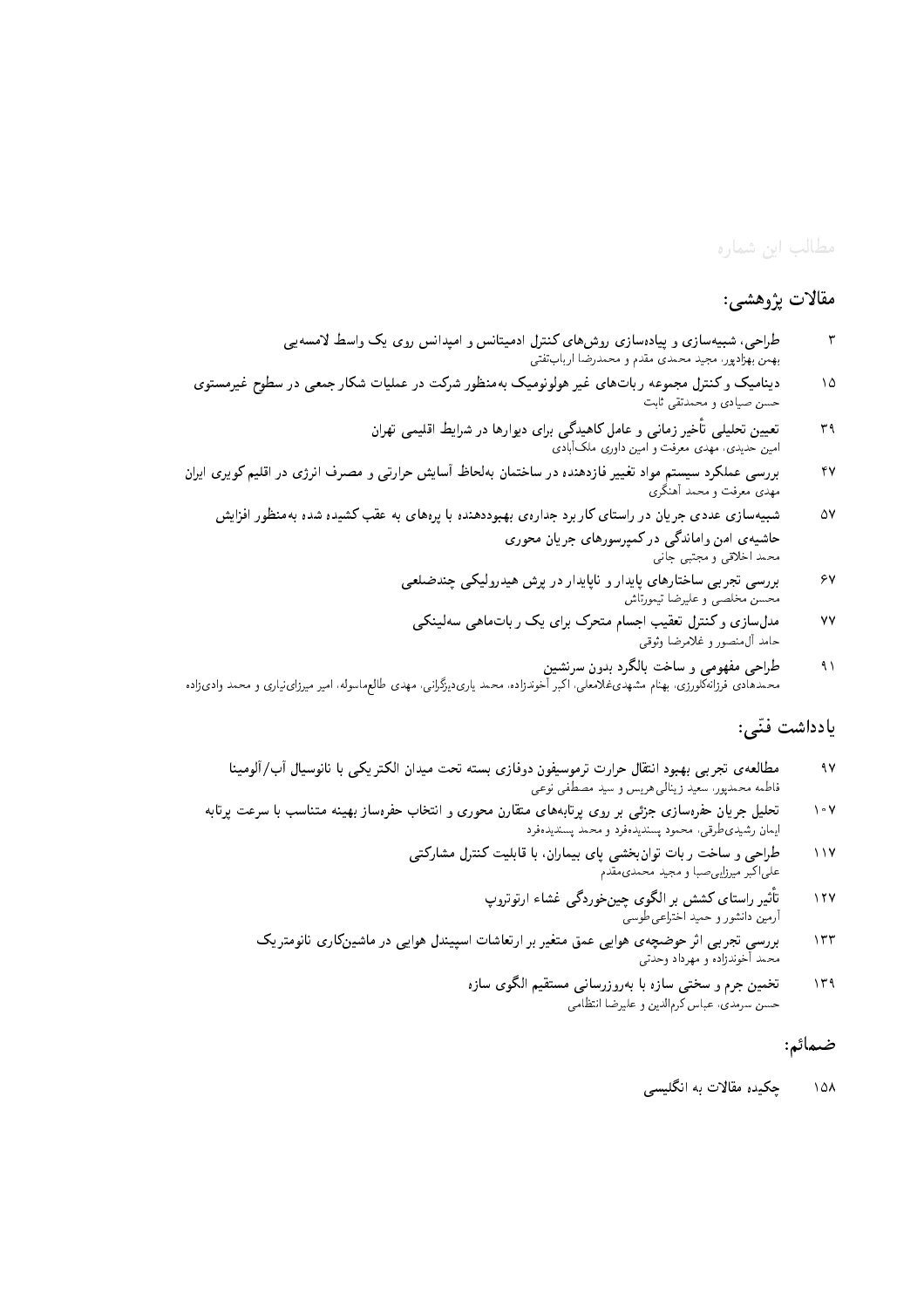مطالب این شماره

## مقالات پژوهشی:

۳ **طراحی، شبیه‌سازی و پیاده‌سازی روش‌های کنترل ادمیتانس و امپدانس روی یک واسط لامسه‌یی**
بهمن بهزادپور، مجید محمدی مقدم و محمدرضا ارباب‌تفتی

۱۵ **دینامیک و کنترل مجموعه ربات‌های غیر هولونومیک به‌منظور شرکت در عملیات شکار جمعی در سطوح غیرمستوی**
حسن صیادی و محمدتقی ثابت

۳۹ **تعیین تحلیلی تأخیر زمانی و عامل کاهیدگی برای دیوارها در شرایط اقلیمی تهران**
امین حدیدی، مهدی معرفت و امین داوری ملک‌آبادی

۴۷ **بررسی عملکرد سیستم مواد تغییر فازدهنده در ساختمان به‌لحاظ آسایش حرارتی و مصرف انرژی در اقلیم کویری ایران**
مهدی معرفت و محمد آهنگری

۵۷ **شبیه‌سازی عددی جریان در راستای کاربرد جداره‌ی بهبوددهنده با پره‌های به عقب کشیده شده به‌منظور افزایش حاشیه‌ی امن واماندگی در کمپرسورهای جریان محوری**
محمد اخلاقی و مجتبی جانی

۶۷ **بررسی تجربی ساختارهای پایدار و ناپایدار در پرش هیدرولیکی چندضلعی**
محسن مخلصی و علیرضا تیمورتاش

۷۷ **مدل‌سازی و کنترل تعقیب اجسام متحرک برای یک ربات‌ماهی سه‌لینکی**
حامد آل‌منصور و غلامرضا وثوقی

۹۱ **طراحی مفهومی و ساخت بالگرد بدون سرنشین**
محمدهادی فرزانه‌کلورزی، بهنام مشهدی‌غلامعلی، اکبر آخوندزاده، محمد یاری‌دیزگرانی، مهدی طالع‌ماسوله، امیر میرزای‌نیاری و محمد وادی‌زاده

## یادداشت فنّی:

۹۷ **مطالعه‌ی تجربی بهبود انتقال حرارت ترموسیفون دوفازی بسته تحت میدان الکتریکی با نانوسیال آب/آلومینا**
فاطمه محمدپور، سعید زینالی‌هریس و سید مصطفی نوعی

۱۰۷ **تحلیل جریان حفره‌سازی جزئی بر روی پرتابه‌های متقارن محوری و انتخاب حفره‌ساز بهینه متناسب با سرعت پرتابه**
ایمان رشیدی‌طرقی، محمود پسندیده‌فرد و محمد پسندیده‌فرد

۱۱۷ **طراحی و ساخت ربات توان‌بخشی پای بیماران، با قابلیت کنترل مشارکتی**
علی‌اکبر میرزایی‌صبا و مجید محمدی‌مقدم

۱۲۷ **تأثیر راستای کشش بر الگوی چین‌خوردگی غشاء ارتوتروپ**
آرمین دانشور و حمید اختراعی‌طوسی

۱۳۳ **بررسی تجربی اثر حوضچه‌ی هوایی عمق متغیر بر ارتعاشات اسپیندل هوایی در ماشین‌کاری نانومتریک**
محمد آخوندزاده و مهرداد وحدتی

۱۳۹ **تخمین جرم و سختی سازه با به‌روزرسانی مستقیم الگوی سازه**
حسن سرمدی، عباس کرم‌الدین و علیرضا انتظامی

## ضمائم:

۱۵۸ **چکیده مقالات به انگلیسی**